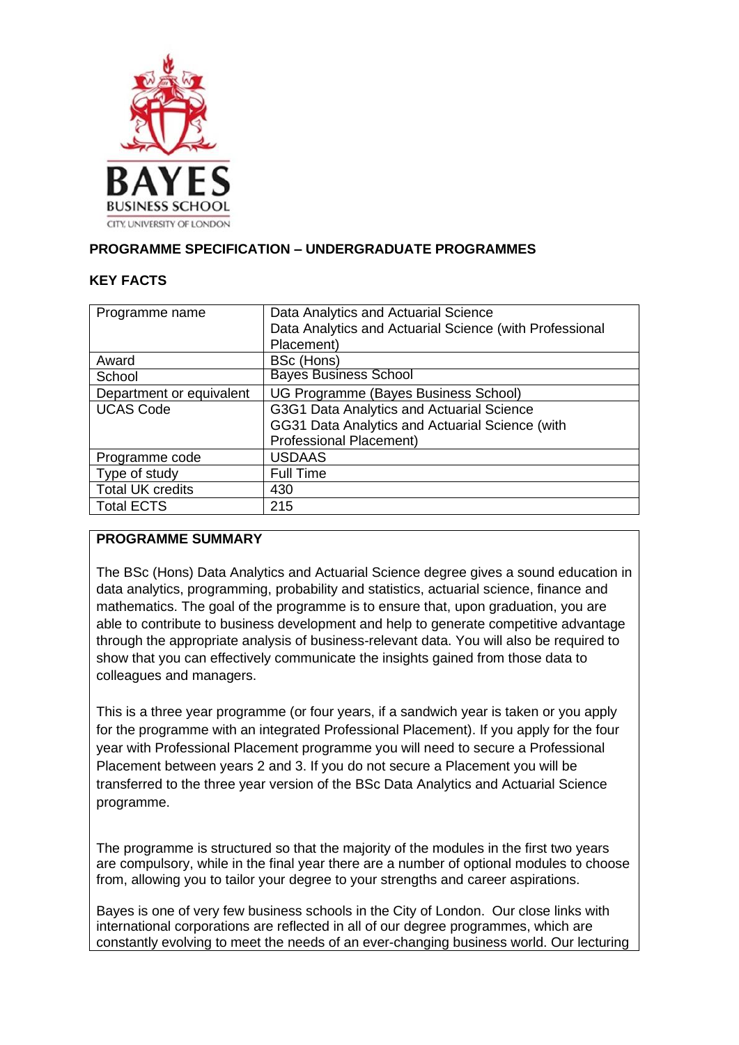## PROGRAMME SPECIFICATION – UNDERGRADUATE PROGRAMMES

### KEY FACTS

| | |
|---|---|
| Programme name | Data Analytics and Actuarial Science<br>Data Analytics and Actuarial Science (with Professional Placement) |
| Award | BSc (Hons) |
| School | Bayes Business School |
| Department or equivalent | UG Programme (Bayes Business School) |
| UCAS Code | G3G1 Data Analytics and Actuarial Science<br>GG31 Data Analytics and Actuarial Science (with Professional Placement) |
| Programme code | USDAAS |
| Type of study | Full Time |
| Total UK credits | 430 |
| Total ECTS | 215 |

### PROGRAMME SUMMARY

The BSc (Hons) Data Analytics and Actuarial Science degree gives a sound education in data analytics, programming, probability and statistics, actuarial science, finance and mathematics. The goal of the programme is to ensure that, upon graduation, you are able to contribute to business development and help to generate competitive advantage through the appropriate analysis of business-relevant data. You will also be required to show that you can effectively communicate the insights gained from those data to colleagues and managers.

This is a three year programme (or four years, if a sandwich year is taken or you apply for the programme with an integrated Professional Placement). If you apply for the four year with Professional Placement programme you will need to secure a Professional Placement between years 2 and 3. If you do not secure a Placement you will be transferred to the three year version of the BSc Data Analytics and Actuarial Science programme.

The programme is structured so that the majority of the modules in the first two years are compulsory, while in the final year there are a number of optional modules to choose from, allowing you to tailor your degree to your strengths and career aspirations.

Bayes is one of very few business schools in the City of London. Our close links with international corporations are reflected in all of our degree programmes, which are constantly evolving to meet the needs of an ever-changing business world. Our lecturing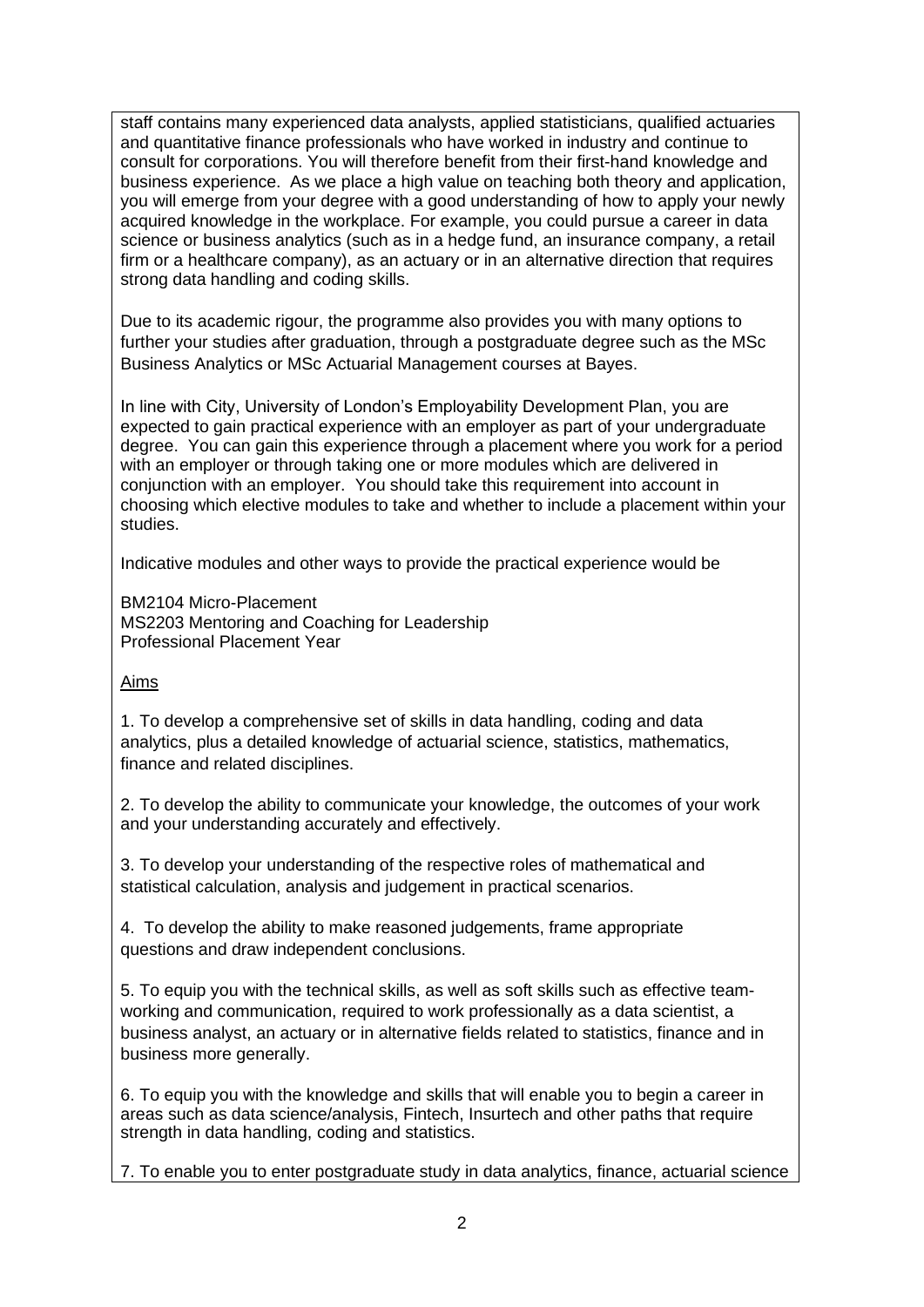staff contains many experienced data analysts, applied statisticians, qualified actuaries and quantitative finance professionals who have worked in industry and continue to consult for corporations. You will therefore benefit from their first-hand knowledge and business experience. As we place a high value on teaching both theory and application, you will emerge from your degree with a good understanding of how to apply your newly acquired knowledge in the workplace. For example, you could pursue a career in data science or business analytics (such as in a hedge fund, an insurance company, a retail firm or a healthcare company), as an actuary or in an alternative direction that requires strong data handling and coding skills.

Due to its academic rigour, the programme also provides you with many options to further your studies after graduation, through a postgraduate degree such as the MSc Business Analytics or MSc Actuarial Management courses at Bayes.

In line with City, University of London's Employability Development Plan, you are expected to gain practical experience with an employer as part of your undergraduate degree. You can gain this experience through a placement where you work for a period with an employer or through taking one or more modules which are delivered in conjunction with an employer. You should take this requirement into account in choosing which elective modules to take and whether to include a placement within your studies.

Indicative modules and other ways to provide the practical experience would be

BM2104 Micro-Placement
MS2203 Mentoring and Coaching for Leadership
Professional Placement Year

<u>Aims</u>

1. To develop a comprehensive set of skills in data handling, coding and data analytics, plus a detailed knowledge of actuarial science, statistics, mathematics, finance and related disciplines.

2. To develop the ability to communicate your knowledge, the outcomes of your work and your understanding accurately and effectively.

3. To develop your understanding of the respective roles of mathematical and statistical calculation, analysis and judgement in practical scenarios.

4. To develop the ability to make reasoned judgements, frame appropriate questions and draw independent conclusions.

5. To equip you with the technical skills, as well as soft skills such as effective team-working and communication, required to work professionally as a data scientist, a business analyst, an actuary or in alternative fields related to statistics, finance and in business more generally.

6. To equip you with the knowledge and skills that will enable you to begin a career in areas such as data science/analysis, Fintech, Insurtech and other paths that require strength in data handling, coding and statistics.

7. To enable you to enter postgraduate study in data analytics, finance, actuarial science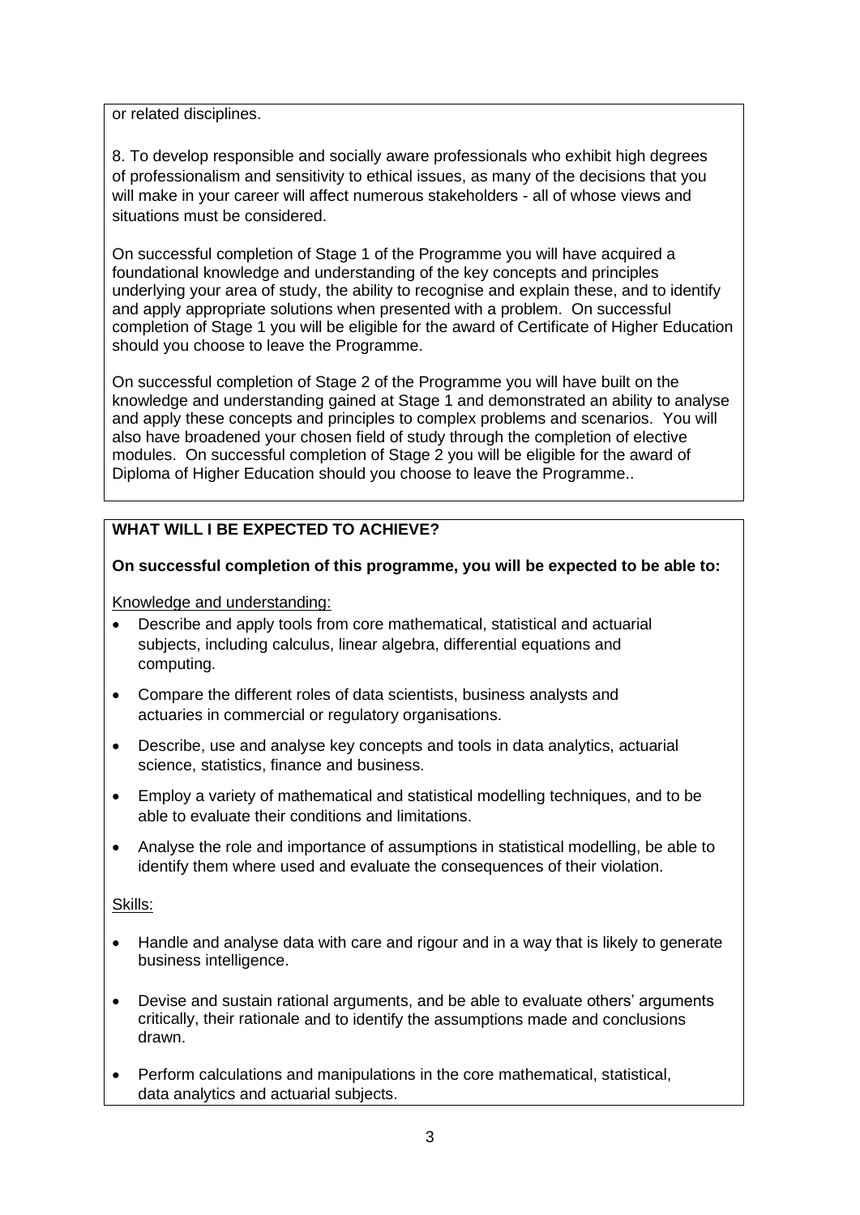or related disciplines.

8. To develop responsible and socially aware professionals who exhibit high degrees of professionalism and sensitivity to ethical issues, as many of the decisions that you will make in your career will affect numerous stakeholders - all of whose views and situations must be considered.

On successful completion of Stage 1 of the Programme you will have acquired a foundational knowledge and understanding of the key concepts and principles underlying your area of study, the ability to recognise and explain these, and to identify and apply appropriate solutions when presented with a problem. On successful completion of Stage 1 you will be eligible for the award of Certificate of Higher Education should you choose to leave the Programme.

On successful completion of Stage 2 of the Programme you will have built on the knowledge and understanding gained at Stage 1 and demonstrated an ability to analyse and apply these concepts and principles to complex problems and scenarios. You will also have broadened your chosen field of study through the completion of elective modules. On successful completion of Stage 2 you will be eligible for the award of Diploma of Higher Education should you choose to leave the Programme..

**WHAT WILL I BE EXPECTED TO ACHIEVE?**

**On successful completion of this programme, you will be expected to be able to:**

Knowledge and understanding:

- Describe and apply tools from core mathematical, statistical and actuarial subjects, including calculus, linear algebra, differential equations and computing.
- Compare the different roles of data scientists, business analysts and actuaries in commercial or regulatory organisations.
- Describe, use and analyse key concepts and tools in data analytics, actuarial science, statistics, finance and business.
- Employ a variety of mathematical and statistical modelling techniques, and to be able to evaluate their conditions and limitations.
- Analyse the role and importance of assumptions in statistical modelling, be able to identify them where used and evaluate the consequences of their violation.

Skills:

- Handle and analyse data with care and rigour and in a way that is likely to generate business intelligence.
- Devise and sustain rational arguments, and be able to evaluate others' arguments critically, their rationale and to identify the assumptions made and conclusions drawn.
- Perform calculations and manipulations in the core mathematical, statistical, data analytics and actuarial subjects.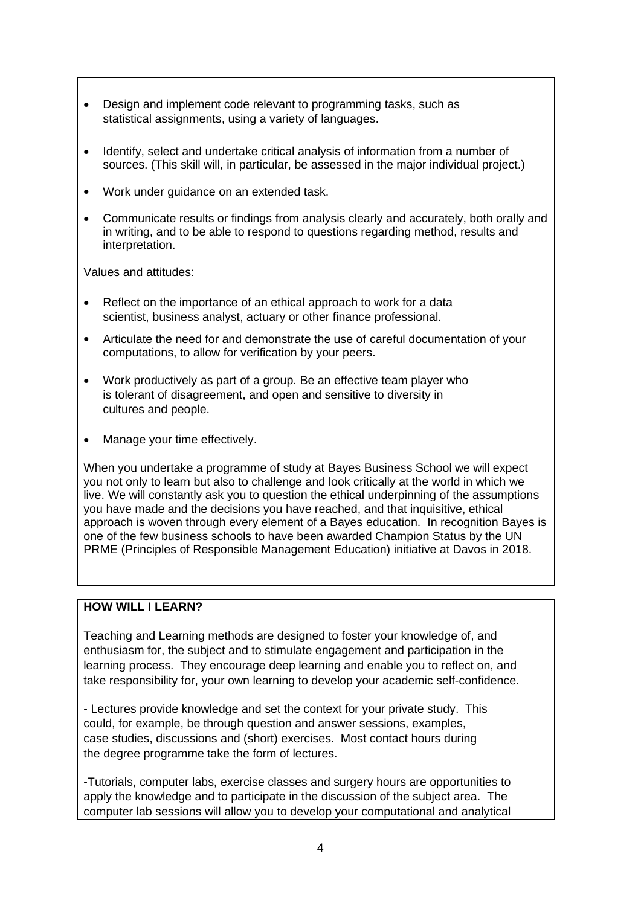- Design and implement code relevant to programming tasks, such as statistical assignments, using a variety of languages.
- Identify, select and undertake critical analysis of information from a number of sources. (This skill will, in particular, be assessed in the major individual project.)
- Work under guidance on an extended task.
- Communicate results or findings from analysis clearly and accurately, both orally and in writing, and to be able to respond to questions regarding method, results and interpretation.

Values and attitudes:

- Reflect on the importance of an ethical approach to work for a data scientist, business analyst, actuary or other finance professional.
- Articulate the need for and demonstrate the use of careful documentation of your computations, to allow for verification by your peers.
- Work productively as part of a group. Be an effective team player who is tolerant of disagreement, and open and sensitive to diversity in cultures and people.
- Manage your time effectively.

When you undertake a programme of study at Bayes Business School we will expect you not only to learn but also to challenge and look critically at the world in which we live. We will constantly ask you to question the ethical underpinning of the assumptions you have made and the decisions you have reached, and that inquisitive, ethical approach is woven through every element of a Bayes education. In recognition Bayes is one of the few business schools to have been awarded Champion Status by the UN PRME (Principles of Responsible Management Education) initiative at Davos in 2018.

**HOW WILL I LEARN?**

Teaching and Learning methods are designed to foster your knowledge of, and enthusiasm for, the subject and to stimulate engagement and participation in the learning process. They encourage deep learning and enable you to reflect on, and take responsibility for, your own learning to develop your academic self-confidence.

- Lectures provide knowledge and set the context for your private study. This could, for example, be through question and answer sessions, examples, case studies, discussions and (short) exercises. Most contact hours during the degree programme take the form of lectures.

-Tutorials, computer labs, exercise classes and surgery hours are opportunities to apply the knowledge and to participate in the discussion of the subject area. The computer lab sessions will allow you to develop your computational and analytical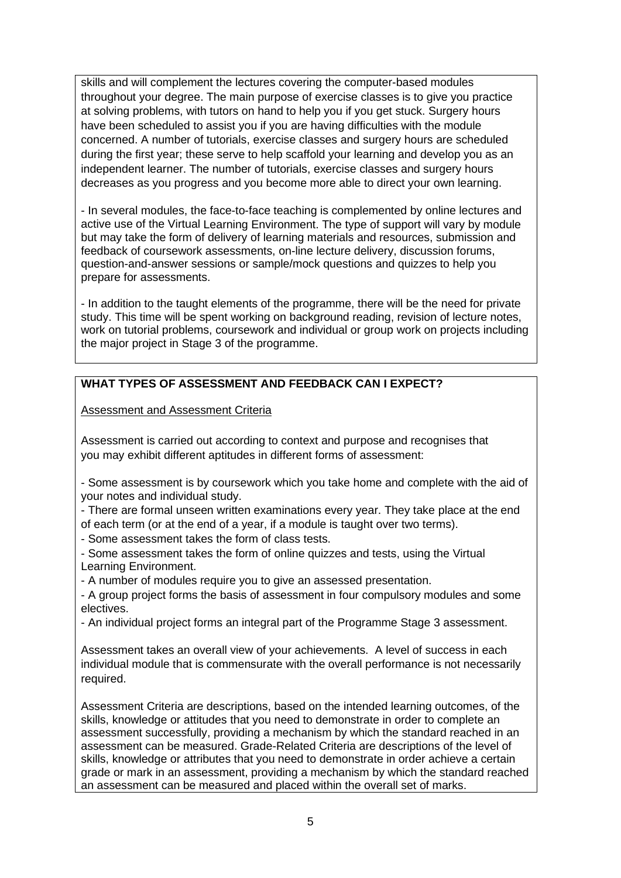skills and will complement the lectures covering the computer-based modules throughout your degree. The main purpose of exercise classes is to give you practice at solving problems, with tutors on hand to help you if you get stuck. Surgery hours have been scheduled to assist you if you are having difficulties with the module concerned. A number of tutorials, exercise classes and surgery hours are scheduled during the first year; these serve to help scaffold your learning and develop you as an independent learner. The number of tutorials, exercise classes and surgery hours decreases as you progress and you become more able to direct your own learning.

- In several modules, the face-to-face teaching is complemented by online lectures and active use of the Virtual Learning Environment. The type of support will vary by module but may take the form of delivery of learning materials and resources, submission and feedback of coursework assessments, on-line lecture delivery, discussion forums, question-and-answer sessions or sample/mock questions and quizzes to help you prepare for assessments.

- In addition to the taught elements of the programme, there will be the need for private study. This time will be spent working on background reading, revision of lecture notes, work on tutorial problems, coursework and individual or group work on projects including the major project in Stage 3 of the programme.

## WHAT TYPES OF ASSESSMENT AND FEEDBACK CAN I EXPECT?

Assessment and Assessment Criteria

Assessment is carried out according to context and purpose and recognises that you may exhibit different aptitudes in different forms of assessment:

- Some assessment is by coursework which you take home and complete with the aid of your notes and individual study.
- There are formal unseen written examinations every year. They take place at the end of each term (or at the end of a year, if a module is taught over two terms).
- Some assessment takes the form of class tests.
- Some assessment takes the form of online quizzes and tests, using the Virtual Learning Environment.
- A number of modules require you to give an assessed presentation.
- A group project forms the basis of assessment in four compulsory modules and some electives.
- An individual project forms an integral part of the Programme Stage 3 assessment.

Assessment takes an overall view of your achievements. A level of success in each individual module that is commensurate with the overall performance is not necessarily required.

Assessment Criteria are descriptions, based on the intended learning outcomes, of the skills, knowledge or attitudes that you need to demonstrate in order to complete an assessment successfully, providing a mechanism by which the standard reached in an assessment can be measured. Grade-Related Criteria are descriptions of the level of skills, knowledge or attributes that you need to demonstrate in order achieve a certain grade or mark in an assessment, providing a mechanism by which the standard reached an assessment can be measured and placed within the overall set of marks.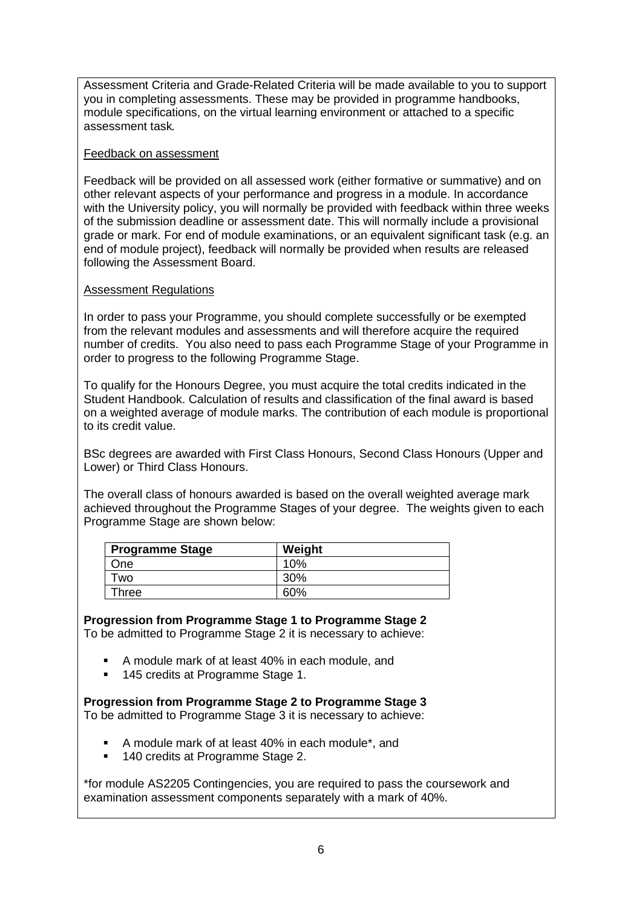Assessment Criteria and Grade-Related Criteria will be made available to you to support you in completing assessments. These may be provided in programme handbooks, module specifications, on the virtual learning environment or attached to a specific assessment task.

Feedback on assessment

Feedback will be provided on all assessed work (either formative or summative) and on other relevant aspects of your performance and progress in a module. In accordance with the University policy, you will normally be provided with feedback within three weeks of the submission deadline or assessment date. This will normally include a provisional grade or mark. For end of module examinations, or an equivalent significant task (e.g. an end of module project), feedback will normally be provided when results are released following the Assessment Board.

Assessment Regulations

In order to pass your Programme, you should complete successfully or be exempted from the relevant modules and assessments and will therefore acquire the required number of credits. You also need to pass each Programme Stage of your Programme in order to progress to the following Programme Stage.

To qualify for the Honours Degree, you must acquire the total credits indicated in the Student Handbook. Calculation of results and classification of the final award is based on a weighted average of module marks. The contribution of each module is proportional to its credit value.

BSc degrees are awarded with First Class Honours, Second Class Honours (Upper and Lower) or Third Class Honours.

The overall class of honours awarded is based on the overall weighted average mark achieved throughout the Programme Stages of your degree. The weights given to each Programme Stage are shown below:

| **Programme Stage** | **Weight** |
|---|---|
| One | 10% |
| Two | 30% |
| Three | 60% |

**Progression from Programme Stage 1 to Programme Stage 2**
To be admitted to Programme Stage 2 it is necessary to achieve:

- A module mark of at least 40% in each module, and
- 145 credits at Programme Stage 1.

**Progression from Programme Stage 2 to Programme Stage 3**
To be admitted to Programme Stage 3 it is necessary to achieve:

- A module mark of at least 40% in each module*, and
- 140 credits at Programme Stage 2.

*for module AS2205 Contingencies, you are required to pass the coursework and examination assessment components separately with a mark of 40%.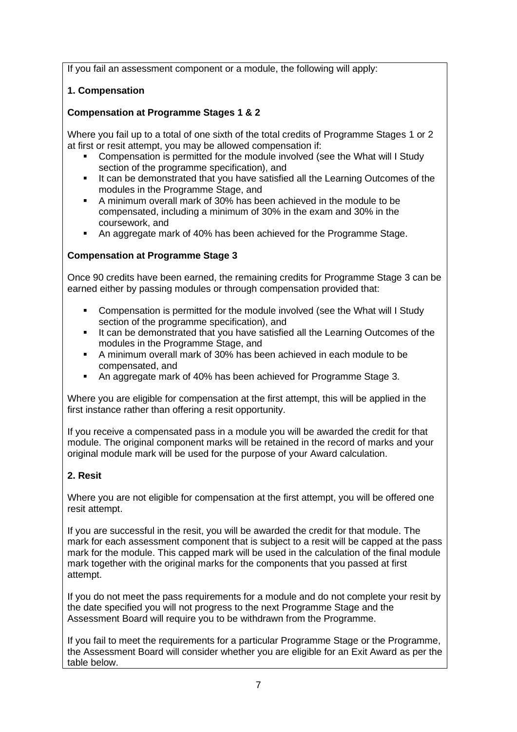If you fail an assessment component or a module, the following will apply:

**1. Compensation**

**Compensation at Programme Stages 1 & 2**

Where you fail up to a total of one sixth of the total credits of Programme Stages 1 or 2 at first or resit attempt, you may be allowed compensation if:

- Compensation is permitted for the module involved (see the What will I Study section of the programme specification), and
- It can be demonstrated that you have satisfied all the Learning Outcomes of the modules in the Programme Stage, and
- A minimum overall mark of 30% has been achieved in the module to be compensated, including a minimum of 30% in the exam and 30% in the coursework, and
- An aggregate mark of 40% has been achieved for the Programme Stage.

**Compensation at Programme Stage 3**

Once 90 credits have been earned, the remaining credits for Programme Stage 3 can be earned either by passing modules or through compensation provided that:

- Compensation is permitted for the module involved (see the What will I Study section of the programme specification), and
- It can be demonstrated that you have satisfied all the Learning Outcomes of the modules in the Programme Stage, and
- A minimum overall mark of 30% has been achieved in each module to be compensated, and
- An aggregate mark of 40% has been achieved for Programme Stage 3.

Where you are eligible for compensation at the first attempt, this will be applied in the first instance rather than offering a resit opportunity.

If you receive a compensated pass in a module you will be awarded the credit for that module. The original component marks will be retained in the record of marks and your original module mark will be used for the purpose of your Award calculation.

**2. Resit**

Where you are not eligible for compensation at the first attempt, you will be offered one resit attempt.

If you are successful in the resit, you will be awarded the credit for that module. The mark for each assessment component that is subject to a resit will be capped at the pass mark for the module. This capped mark will be used in the calculation of the final module mark together with the original marks for the components that you passed at first attempt.

If you do not meet the pass requirements for a module and do not complete your resit by the date specified you will not progress to the next Programme Stage and the Assessment Board will require you to be withdrawn from the Programme.

If you fail to meet the requirements for a particular Programme Stage or the Programme, the Assessment Board will consider whether you are eligible for an Exit Award as per the table below.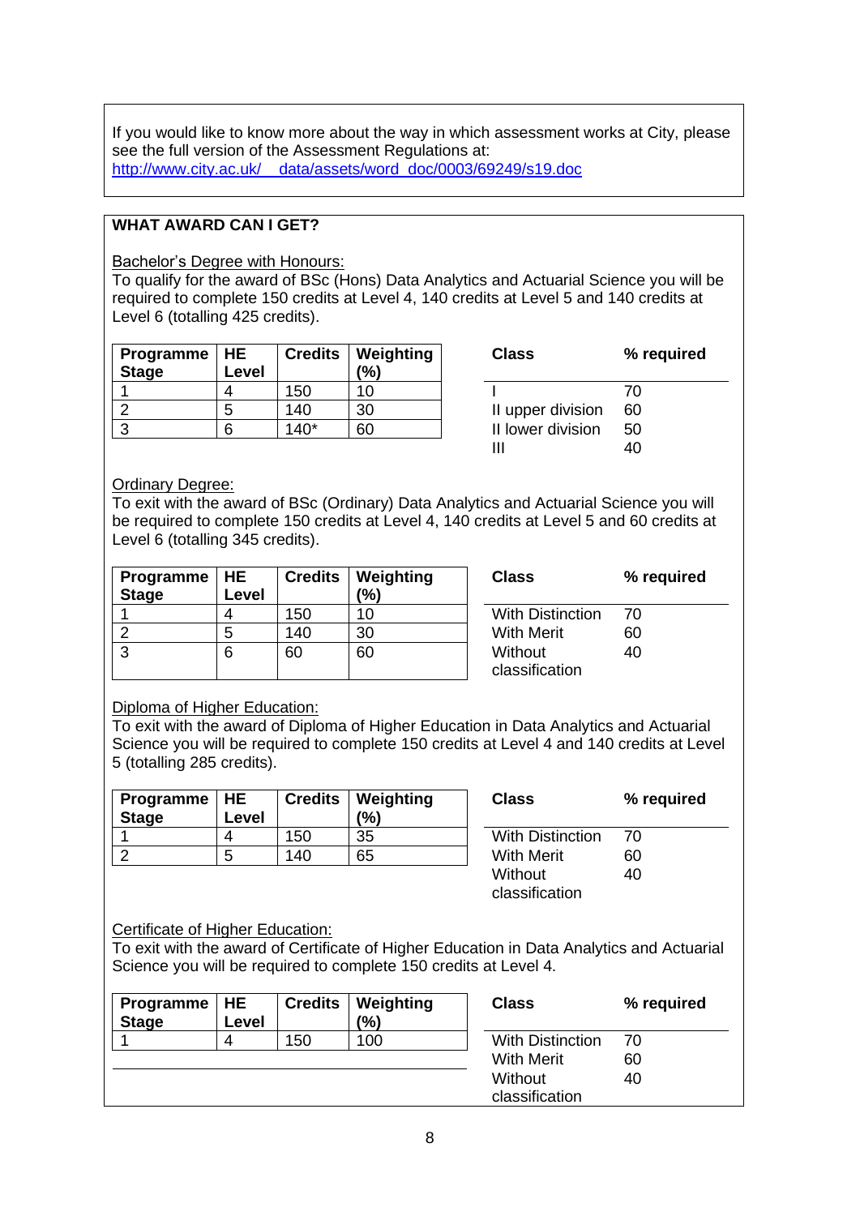If you would like to know more about the way in which assessment works at City, please see the full version of the Assessment Regulations at:
http://www.city.ac.uk/__data/assets/word_doc/0003/69249/s19.doc

## WHAT AWARD CAN I GET?

Bachelor's Degree with Honours:

To qualify for the award of BSc (Hons) Data Analytics and Actuarial Science you will be required to complete 150 credits at Level 4, 140 credits at Level 5 and 140 credits at Level 6 (totalling 425 credits).

| Programme Stage | HE Level | Credits | Weighting (%) |
|---|---|---|---|
| 1 | 4 | 150 | 10 |
| 2 | 5 | 140 | 30 |
| 3 | 6 | 140* | 60 |

| Class | % required |
|---|---|
| I | 70 |
| II upper division | 60 |
| II lower division | 50 |
| III | 40 |

Ordinary Degree:

To exit with the award of BSc (Ordinary) Data Analytics and Actuarial Science you will be required to complete 150 credits at Level 4, 140 credits at Level 5 and 60 credits at Level 6 (totalling 345 credits).

| Programme Stage | HE Level | Credits | Weighting (%) |
|---|---|---|---|
| 1 | 4 | 150 | 10 |
| 2 | 5 | 140 | 30 |
| 3 | 6 | 60 | 60 |

| Class | % required |
|---|---|
| With Distinction | 70 |
| With Merit | 60 |
| Without classification | 40 |

Diploma of Higher Education:

To exit with the award of Diploma of Higher Education in Data Analytics and Actuarial Science you will be required to complete 150 credits at Level 4 and 140 credits at Level 5 (totalling 285 credits).

| Programme Stage | HE Level | Credits | Weighting (%) |
|---|---|---|---|
| 1 | 4 | 150 | 35 |
| 2 | 5 | 140 | 65 |

| Class | % required |
|---|---|
| With Distinction | 70 |
| With Merit | 60 |
| Without classification | 40 |

Certificate of Higher Education:

To exit with the award of Certificate of Higher Education in Data Analytics and Actuarial Science you will be required to complete 150 credits at Level 4.

| Programme Stage | HE Level | Credits | Weighting (%) |
|---|---|---|---|
| 1 | 4 | 150 | 100 |

| Class | % required |
|---|---|
| With Distinction | 70 |
| With Merit | 60 |
| Without classification | 40 |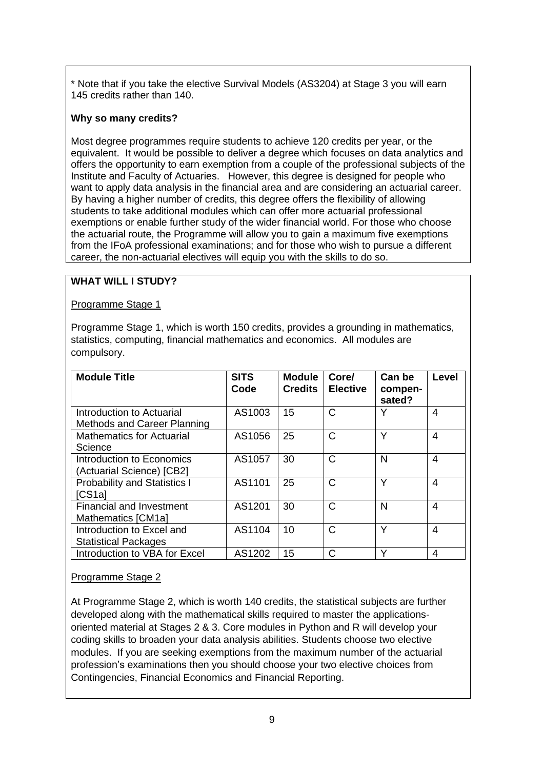\* Note that if you take the elective Survival Models (AS3204) at Stage 3 you will earn 145 credits rather than 140.

**Why so many credits?**

Most degree programmes require students to achieve 120 credits per year, or the equivalent. It would be possible to deliver a degree which focuses on data analytics and offers the opportunity to earn exemption from a couple of the professional subjects of the Institute and Faculty of Actuaries. However, this degree is designed for people who want to apply data analysis in the financial area and are considering an actuarial career. By having a higher number of credits, this degree offers the flexibility of allowing students to take additional modules which can offer more actuarial professional exemptions or enable further study of the wider financial world. For those who choose the actuarial route, the Programme will allow you to gain a maximum five exemptions from the IFoA professional examinations; and for those who wish to pursue a different career, the non-actuarial electives will equip you with the skills to do so.

## WHAT WILL I STUDY?

Programme Stage 1

Programme Stage 1, which is worth 150 credits, provides a grounding in mathematics, statistics, computing, financial mathematics and economics. All modules are compulsory.

| Module Title | SITS Code | Module Credits | Core/ Elective | Can be compen-sated? | Level |
|---|---|---|---|---|---|
| Introduction to Actuarial Methods and Career Planning | AS1003 | 15 | C | Y | 4 |
| Mathematics for Actuarial Science | AS1056 | 25 | C | Y | 4 |
| Introduction to Economics (Actuarial Science) [CB2] | AS1057 | 30 | C | N | 4 |
| Probability and Statistics I [CS1a] | AS1101 | 25 | C | Y | 4 |
| Financial and Investment Mathematics [CM1a] | AS1201 | 30 | C | N | 4 |
| Introduction to Excel and Statistical Packages | AS1104 | 10 | C | Y | 4 |
| Introduction to VBA for Excel | AS1202 | 15 | C | Y | 4 |

Programme Stage 2

At Programme Stage 2, which is worth 140 credits, the statistical subjects are further developed along with the mathematical skills required to master the applications-oriented material at Stages 2 & 3. Core modules in Python and R will develop your coding skills to broaden your data analysis abilities. Students choose two elective modules. If you are seeking exemptions from the maximum number of the actuarial profession's examinations then you should choose your two elective choices from Contingencies, Financial Economics and Financial Reporting.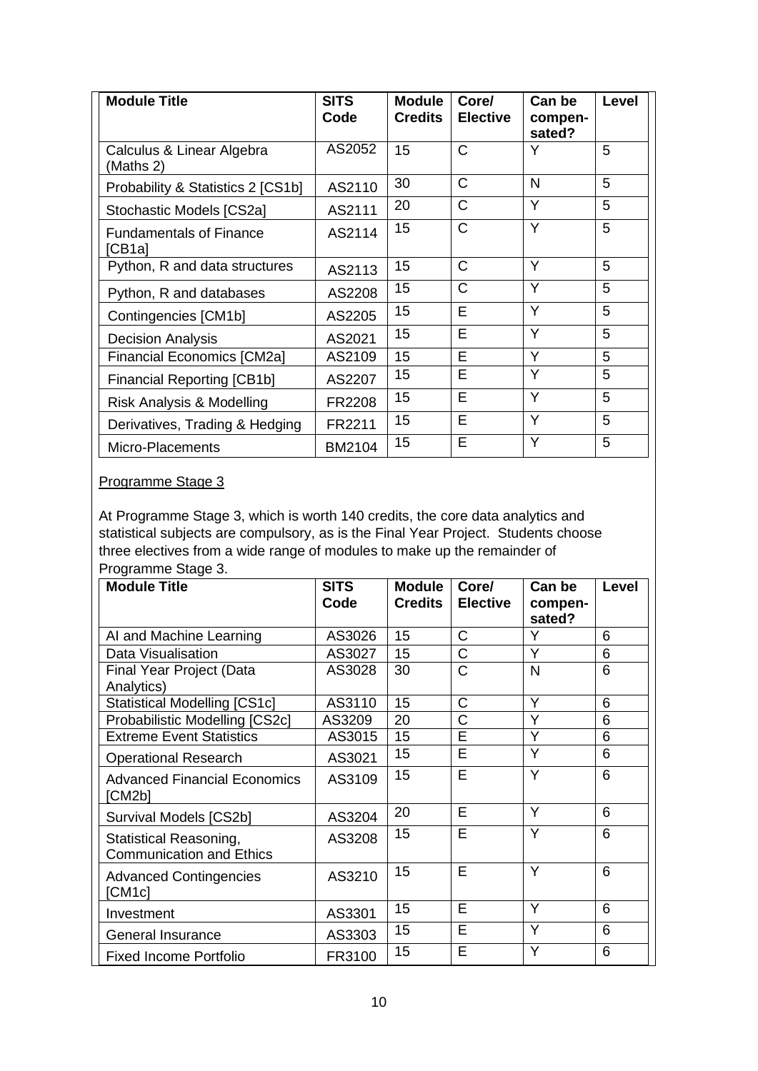| Module Title | SITS Code | Module Credits | Core/ Elective | Can be compen-sated? | Level |
|---|---|---|---|---|---|
| Calculus & Linear Algebra (Maths 2) | AS2052 | 15 | C | Y | 5 |
| Probability & Statistics 2 [CS1b] | AS2110 | 30 | C | N | 5 |
| Stochastic Models [CS2a] | AS2111 | 20 | C | Y | 5 |
| Fundamentals of Finance [CB1a] | AS2114 | 15 | C | Y | 5 |
| Python, R and data structures | AS2113 | 15 | C | Y | 5 |
| Python, R and databases | AS2208 | 15 | C | Y | 5 |
| Contingencies [CM1b] | AS2205 | 15 | E | Y | 5 |
| Decision Analysis | AS2021 | 15 | E | Y | 5 |
| Financial Economics [CM2a] | AS2109 | 15 | E | Y | 5 |
| Financial Reporting [CB1b] | AS2207 | 15 | E | Y | 5 |
| Risk Analysis & Modelling | FR2208 | 15 | E | Y | 5 |
| Derivatives, Trading & Hedging | FR2211 | 15 | E | Y | 5 |
| Micro-Placements | BM2104 | 15 | E | Y | 5 |

Programme Stage 3

At Programme Stage 3, which is worth 140 credits, the core data analytics and statistical subjects are compulsory, as is the Final Year Project. Students choose three electives from a wide range of modules to make up the remainder of Programme Stage 3.

| Module Title | SITS Code | Module Credits | Core/ Elective | Can be compen-sated? | Level |
|---|---|---|---|---|---|
| AI and Machine Learning | AS3026 | 15 | C | Y | 6 |
| Data Visualisation | AS3027 | 15 | C | Y | 6 |
| Final Year Project (Data Analytics) | AS3028 | 30 | C | N | 6 |
| Statistical Modelling [CS1c] | AS3110 | 15 | C | Y | 6 |
| Probabilistic Modelling [CS2c] | AS3209 | 20 | C | Y | 6 |
| Extreme Event Statistics | AS3015 | 15 | E | Y | 6 |
| Operational Research | AS3021 | 15 | E | Y | 6 |
| Advanced Financial Economics [CM2b] | AS3109 | 15 | E | Y | 6 |
| Survival Models [CS2b] | AS3204 | 20 | E | Y | 6 |
| Statistical Reasoning, Communication and Ethics | AS3208 | 15 | E | Y | 6 |
| Advanced Contingencies [CM1c] | AS3210 | 15 | E | Y | 6 |
| Investment | AS3301 | 15 | E | Y | 6 |
| General Insurance | AS3303 | 15 | E | Y | 6 |
| Fixed Income Portfolio | FR3100 | 15 | E | Y | 6 |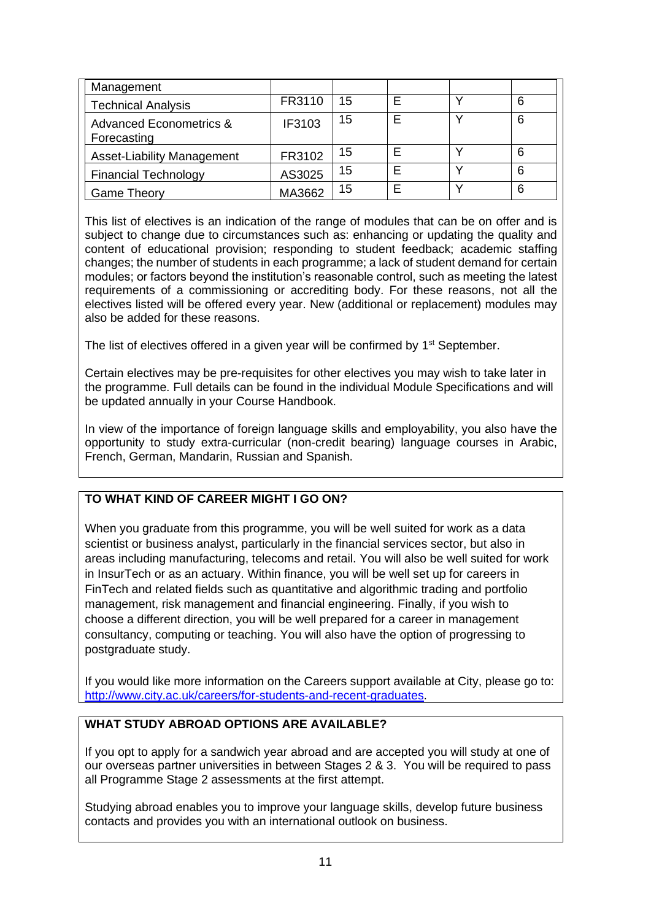| | | | | | |
|---|---|---|---|---|---|
| Management | | | | | |
| Technical Analysis | FR3110 | 15 | E | Y | 6 |
| Advanced Econometrics & Forecasting | IF3103 | 15 | E | Y | 6 |
| Asset-Liability Management | FR3102 | 15 | E | Y | 6 |
| Financial Technology | AS3025 | 15 | E | Y | 6 |
| Game Theory | MA3662 | 15 | E | Y | 6 |

This list of electives is an indication of the range of modules that can be on offer and is subject to change due to circumstances such as: enhancing or updating the quality and content of educational provision; responding to student feedback; academic staffing changes; the number of students in each programme; a lack of student demand for certain modules; or factors beyond the institution's reasonable control, such as meeting the latest requirements of a commissioning or accrediting body. For these reasons, not all the electives listed will be offered every year. New (additional or replacement) modules may also be added for these reasons.

The list of electives offered in a given year will be confirmed by 1st September.

Certain electives may be pre-requisites for other electives you may wish to take later in the programme. Full details can be found in the individual Module Specifications and will be updated annually in your Course Handbook.

In view of the importance of foreign language skills and employability, you also have the opportunity to study extra-curricular (non-credit bearing) language courses in Arabic, French, German, Mandarin, Russian and Spanish.

**TO WHAT KIND OF CAREER MIGHT I GO ON?**

When you graduate from this programme, you will be well suited for work as a data scientist or business analyst, particularly in the financial services sector, but also in areas including manufacturing, telecoms and retail. You will also be well suited for work in InsurTech or as an actuary. Within finance, you will be well set up for careers in FinTech and related fields such as quantitative and algorithmic trading and portfolio management, risk management and financial engineering. Finally, if you wish to choose a different direction, you will be well prepared for a career in management consultancy, computing or teaching. You will also have the option of progressing to postgraduate study.

If you would like more information on the Careers support available at City, please go to: [http://www.city.ac.uk/careers/for-students-and-recent-graduates](http://www.city.ac.uk/careers/for-students-and-recent-graduates).

**WHAT STUDY ABROAD OPTIONS ARE AVAILABLE?**

If you opt to apply for a sandwich year abroad and are accepted you will study at one of our overseas partner universities in between Stages 2 & 3. You will be required to pass all Programme Stage 2 assessments at the first attempt.

Studying abroad enables you to improve your language skills, develop future business contacts and provides you with an international outlook on business.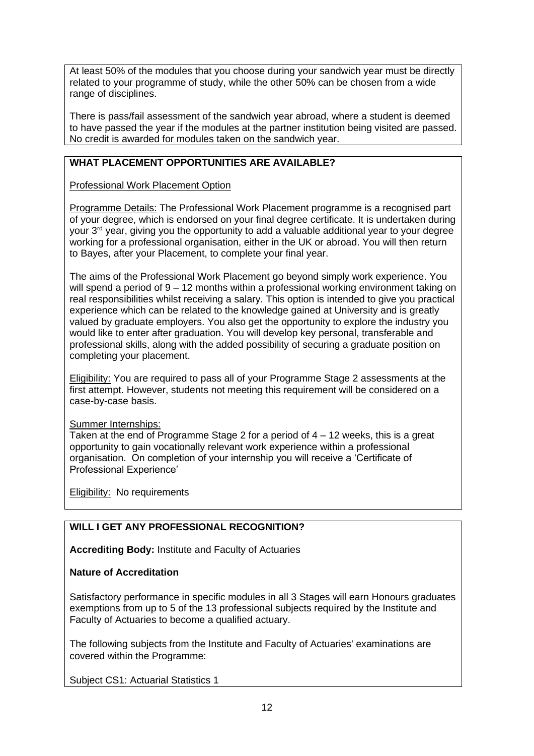At least 50% of the modules that you choose during your sandwich year must be directly related to your programme of study, while the other 50% can be chosen from a wide range of disciplines.

There is pass/fail assessment of the sandwich year abroad, where a student is deemed to have passed the year if the modules at the partner institution being visited are passed. No credit is awarded for modules taken on the sandwich year.

**WHAT PLACEMENT OPPORTUNITIES ARE AVAILABLE?**

Professional Work Placement Option

Programme Details: The Professional Work Placement programme is a recognised part of your degree, which is endorsed on your final degree certificate. It is undertaken during your 3rd year, giving you the opportunity to add a valuable additional year to your degree working for a professional organisation, either in the UK or abroad. You will then return to Bayes, after your Placement, to complete your final year.

The aims of the Professional Work Placement go beyond simply work experience. You will spend a period of 9 – 12 months within a professional working environment taking on real responsibilities whilst receiving a salary. This option is intended to give you practical experience which can be related to the knowledge gained at University and is greatly valued by graduate employers. You also get the opportunity to explore the industry you would like to enter after graduation. You will develop key personal, transferable and professional skills, along with the added possibility of securing a graduate position on completing your placement.

Eligibility: You are required to pass all of your Programme Stage 2 assessments at the first attempt. However, students not meeting this requirement will be considered on a case-by-case basis.

Summer Internships:
Taken at the end of Programme Stage 2 for a period of 4 – 12 weeks, this is a great opportunity to gain vocationally relevant work experience within a professional organisation. On completion of your internship you will receive a 'Certificate of Professional Experience'

Eligibility: No requirements

**WILL I GET ANY PROFESSIONAL RECOGNITION?**

**Accrediting Body:** Institute and Faculty of Actuaries

**Nature of Accreditation**

Satisfactory performance in specific modules in all 3 Stages will earn Honours graduates exemptions from up to 5 of the 13 professional subjects required by the Institute and Faculty of Actuaries to become a qualified actuary.

The following subjects from the Institute and Faculty of Actuaries' examinations are covered within the Programme:

Subject CS1: Actuarial Statistics 1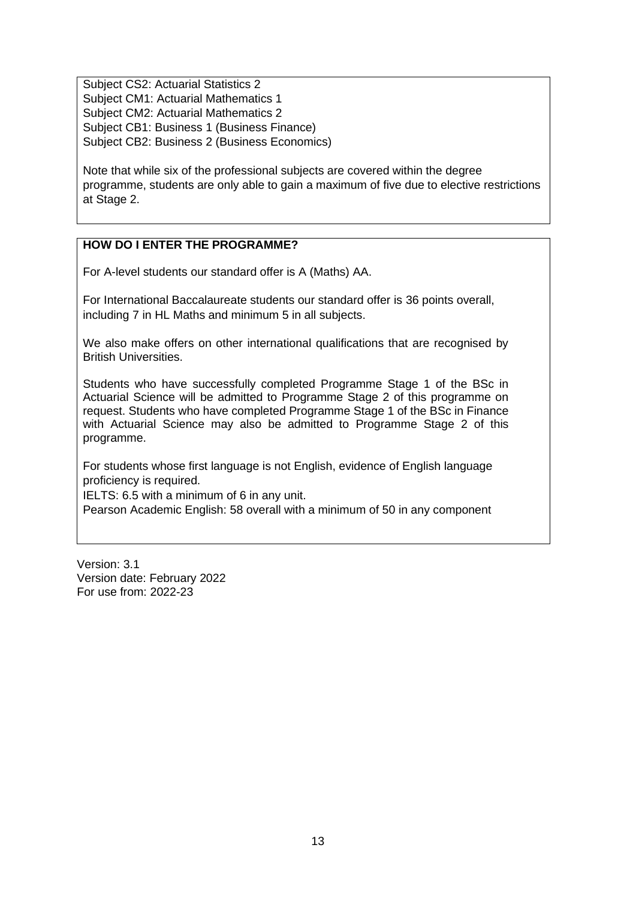Subject CS2: Actuarial Statistics 2
Subject CM1: Actuarial Mathematics 1
Subject CM2: Actuarial Mathematics 2
Subject CB1: Business 1 (Business Finance)
Subject CB2: Business 2 (Business Economics)

Note that while six of the professional subjects are covered within the degree programme, students are only able to gain a maximum of five due to elective restrictions at Stage 2.

**HOW DO I ENTER THE PROGRAMME?**

For A-level students our standard offer is A (Maths) AA.

For International Baccalaureate students our standard offer is 36 points overall, including 7 in HL Maths and minimum 5 in all subjects.

We also make offers on other international qualifications that are recognised by British Universities.

Students who have successfully completed Programme Stage 1 of the BSc in Actuarial Science will be admitted to Programme Stage 2 of this programme on request. Students who have completed Programme Stage 1 of the BSc in Finance with Actuarial Science may also be admitted to Programme Stage 2 of this programme.

For students whose first language is not English, evidence of English language proficiency is required.
IELTS: 6.5 with a minimum of 6 in any unit.
Pearson Academic English: 58 overall with a minimum of 50 in any component

Version: 3.1
Version date: February 2022
For use from: 2022-23